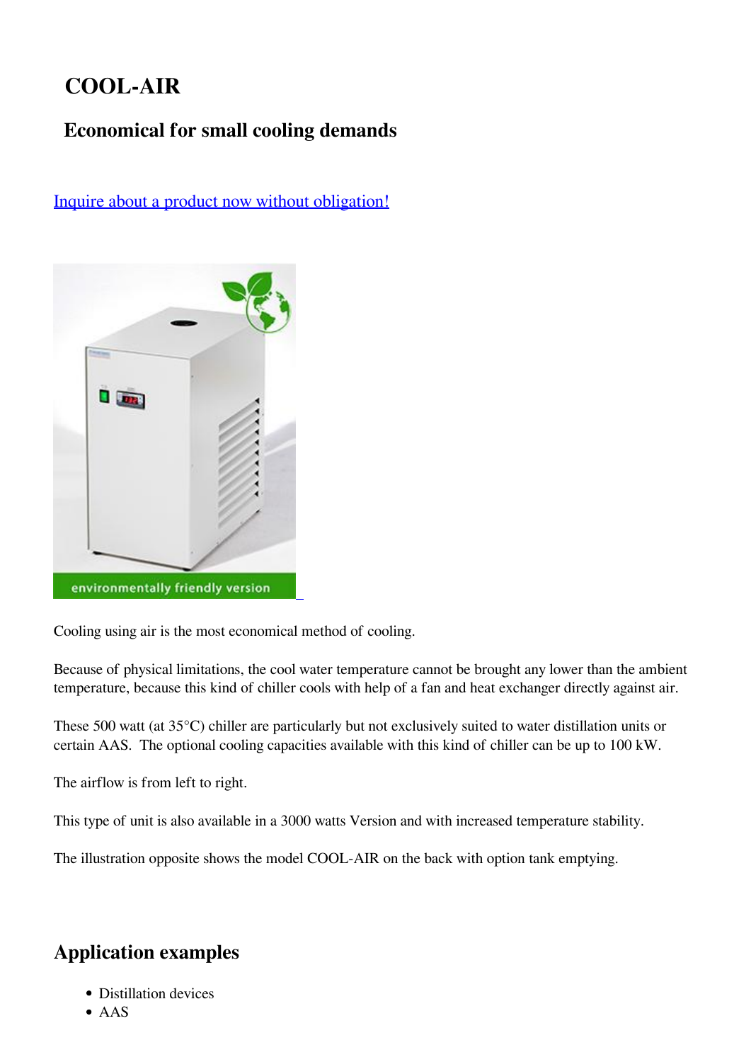# COOL-AIR

## Economical for small cooling demands

[Inquire about a product now without obligation!]

Cooling using air is the most economical method of cooling.

Because of physical limitations, the cool water temperature cannot be brought any lower than the ambient temperature, because this kind of chiller cools with help of a fan and heat exchanger directly against air.

These 500 watt (at 35°C) chiller are particularly but not exclusively suited to water distillation units or certain AAS.  The optional cooling capacities available with this kind of chiller can be up to 100 kW.

The airflow is from left to right.

This type of unit is also available in a 3000 watts Version and with increased temperature stability.

The illustration opposite shows the model COOL-AIR on the back with option tank emptying.

## Application examples

- Distillation devices
- AAS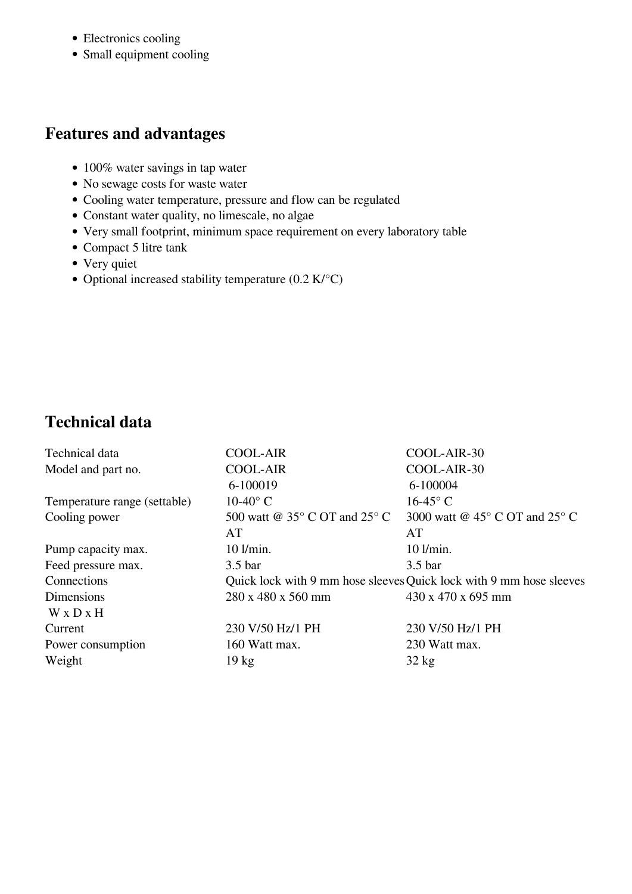- Electronics cooling
- Small equipment cooling

## Features and advantages

- 100% water savings in tap water
- No sewage costs for waste water
- Cooling water temperature, pressure and flow can be regulated
- Constant water quality, no limescale, no algae
- Very small footprint, minimum space requirement on every laboratory table
- Compact 5 litre tank
- Very quiet
- Optional increased stability temperature (0.2 K/°C)

## Technical data

| Technical data | COOL-AIR | COOL-AIR-30 |
|---|---|---|
| Model and part no. | COOL-AIR 6-100019 | COOL-AIR-30 6-100004 |
| Temperature range (settable) | 10-40° C | 16-45° C |
| Cooling power | 500 watt @ 35° C OT and 25° C AT | 3000 watt @ 45° C OT and 25° C AT |
| Pump capacity max. | 10 l/min. | 10 l/min. |
| Feed pressure max. | 3.5 bar | 3.5 bar |
| Connections | Quick lock with 9 mm hose sleeves | Quick lock with 9 mm hose sleeves |
| Dimensions W x D x H | 280 x 480 x 560 mm | 430 x 470 x 695 mm |
| Current | 230 V/50 Hz/1 PH | 230 V/50 Hz/1 PH |
| Power consumption | 160 Watt max. | 230 Watt max. |
| Weight | 19 kg | 32 kg |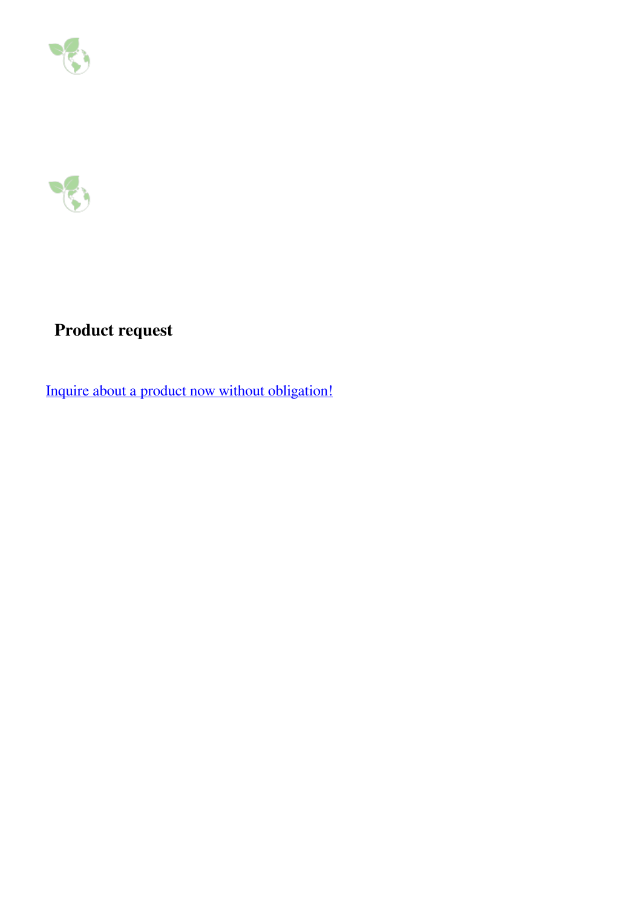### Product request

Inquire about a product now without obligation!